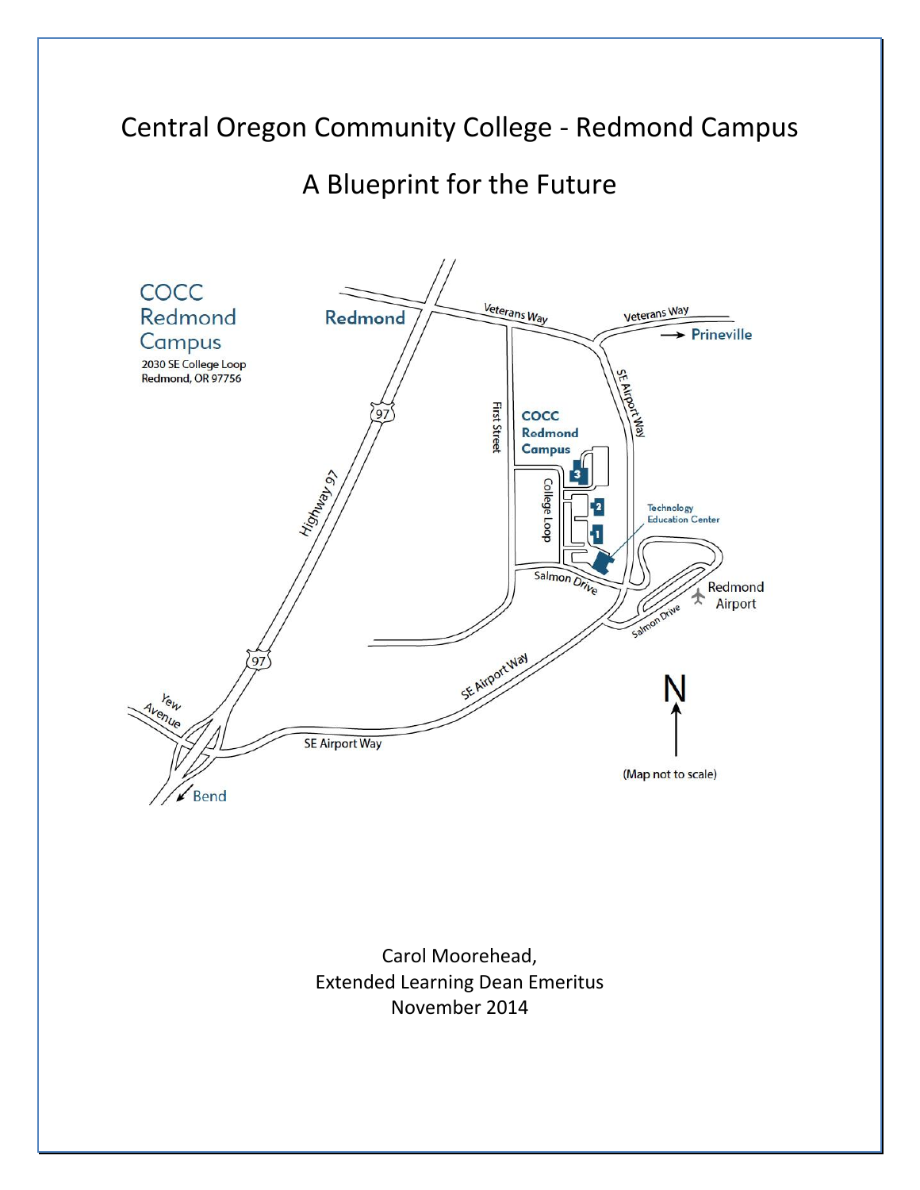# Central Oregon Community College - Redmond Campus

## A Blueprint for the Future

COCC Redmond Campus
2030 SE College Loop
Redmond, OR 97756

Carol Moorehead,
Extended Learning Dean Emeritus
November 2014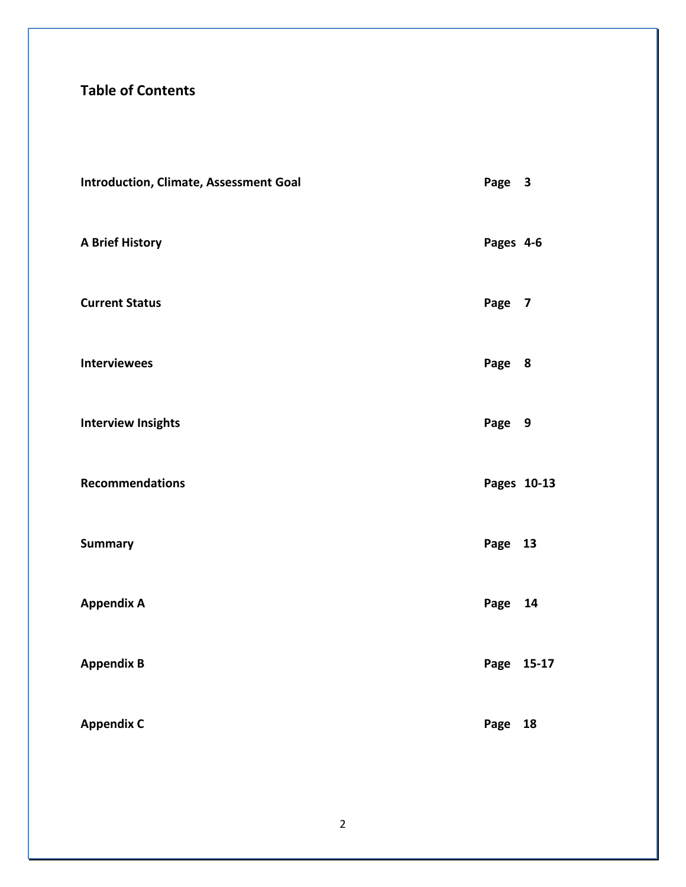# Table of Contents

| | |
|---|---|
| **Introduction, Climate, Assessment Goal** | **Page 3** |
| **A Brief History** | **Pages 4-6** |
| **Current Status** | **Page 7** |
| **Interviewees** | **Page 8** |
| **Interview Insights** | **Page 9** |
| **Recommendations** | **Pages 10-13** |
| **Summary** | **Page 13** |
| **Appendix A** | **Page 14** |
| **Appendix B** | **Page 15-17** |
| **Appendix C** | **Page 18** |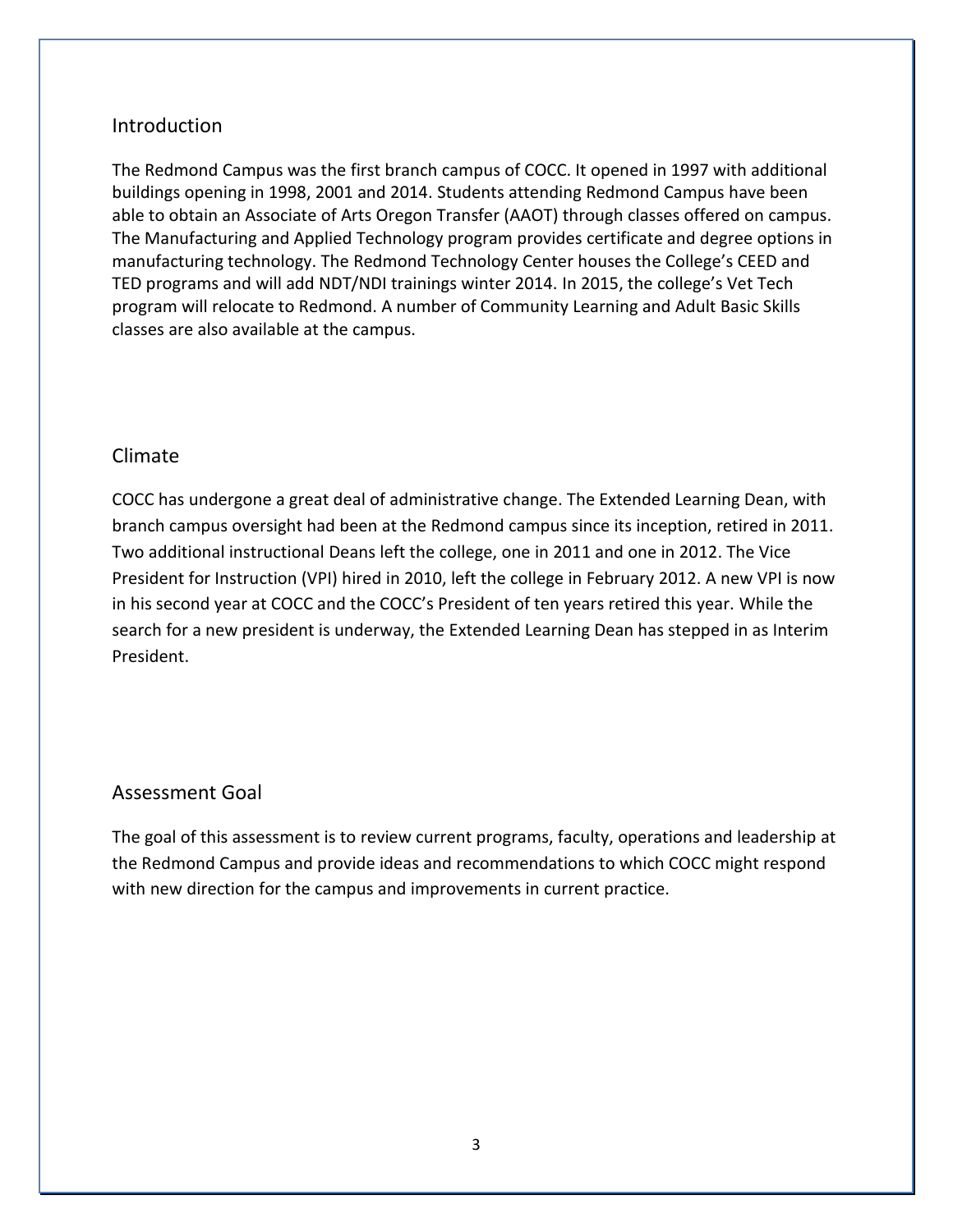## Introduction

The Redmond Campus was the first branch campus of COCC. It opened in 1997 with additional buildings opening in 1998, 2001 and 2014. Students attending Redmond Campus have been able to obtain an Associate of Arts Oregon Transfer (AAOT) through classes offered on campus. The Manufacturing and Applied Technology program provides certificate and degree options in manufacturing technology. The Redmond Technology Center houses the College's CEED and TED programs and will add NDT/NDI trainings winter 2014. In 2015, the college's Vet Tech program will relocate to Redmond. A number of Community Learning and Adult Basic Skills classes are also available at the campus.

## Climate

COCC has undergone a great deal of administrative change. The Extended Learning Dean, with branch campus oversight had been at the Redmond campus since its inception, retired in 2011. Two additional instructional Deans left the college, one in 2011 and one in 2012. The Vice President for Instruction (VPI) hired in 2010, left the college in February 2012. A new VPI is now in his second year at COCC and the COCC's President of ten years retired this year. While the search for a new president is underway, the Extended Learning Dean has stepped in as Interim President.

## Assessment Goal

The goal of this assessment is to review current programs, faculty, operations and leadership at the Redmond Campus and provide ideas and recommendations to which COCC might respond with new direction for the campus and improvements in current practice.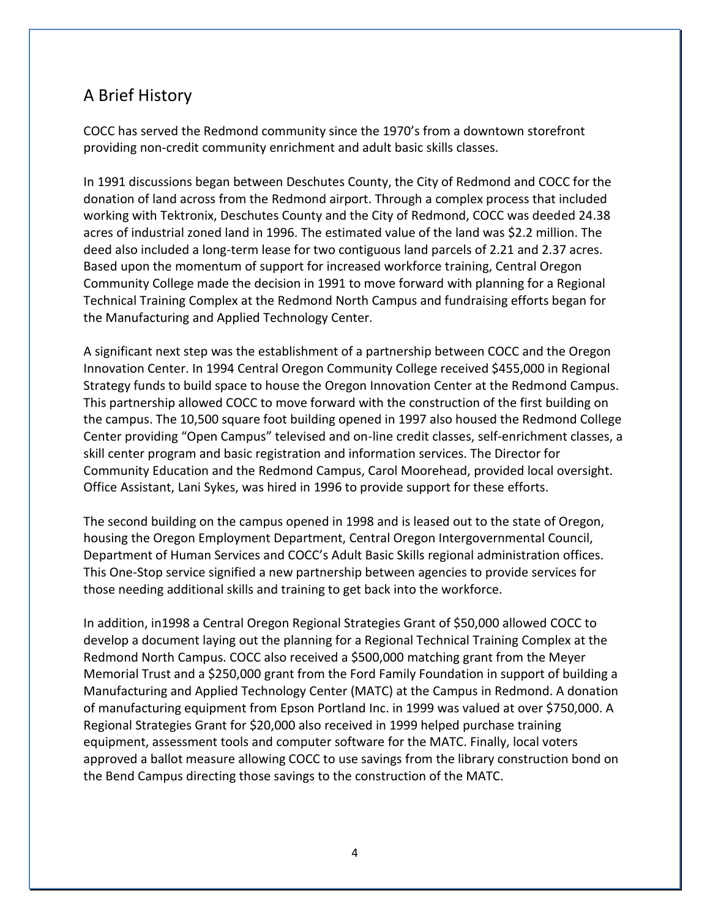## A Brief History

COCC has served the Redmond community since the 1970's from a downtown storefront providing non-credit community enrichment and adult basic skills classes.

In 1991 discussions began between Deschutes County, the City of Redmond and COCC for the donation of land across from the Redmond airport. Through a complex process that included working with Tektronix, Deschutes County and the City of Redmond, COCC was deeded 24.38 acres of industrial zoned land in 1996. The estimated value of the land was $2.2 million. The deed also included a long-term lease for two contiguous land parcels of 2.21 and 2.37 acres. Based upon the momentum of support for increased workforce training, Central Oregon Community College made the decision in 1991 to move forward with planning for a Regional Technical Training Complex at the Redmond North Campus and fundraising efforts began for the Manufacturing and Applied Technology Center.

A significant next step was the establishment of a partnership between COCC and the Oregon Innovation Center. In 1994 Central Oregon Community College received $455,000 in Regional Strategy funds to build space to house the Oregon Innovation Center at the Redmond Campus. This partnership allowed COCC to move forward with the construction of the first building on the campus. The 10,500 square foot building opened in 1997 also housed the Redmond College Center providing "Open Campus" televised and on-line credit classes, self-enrichment classes, a skill center program and basic registration and information services. The Director for Community Education and the Redmond Campus, Carol Moorehead, provided local oversight. Office Assistant, Lani Sykes, was hired in 1996 to provide support for these efforts.

The second building on the campus opened in 1998 and is leased out to the state of Oregon, housing the Oregon Employment Department, Central Oregon Intergovernmental Council, Department of Human Services and COCC's Adult Basic Skills regional administration offices. This One-Stop service signified a new partnership between agencies to provide services for those needing additional skills and training to get back into the workforce.

In addition, in1998 a Central Oregon Regional Strategies Grant of $50,000 allowed COCC to develop a document laying out the planning for a Regional Technical Training Complex at the Redmond North Campus. COCC also received a $500,000 matching grant from the Meyer Memorial Trust and a $250,000 grant from the Ford Family Foundation in support of building a Manufacturing and Applied Technology Center (MATC) at the Campus in Redmond. A donation of manufacturing equipment from Epson Portland Inc. in 1999 was valued at over $750,000. A Regional Strategies Grant for $20,000 also received in 1999 helped purchase training equipment, assessment tools and computer software for the MATC. Finally, local voters approved a ballot measure allowing COCC to use savings from the library construction bond on the Bend Campus directing those savings to the construction of the MATC.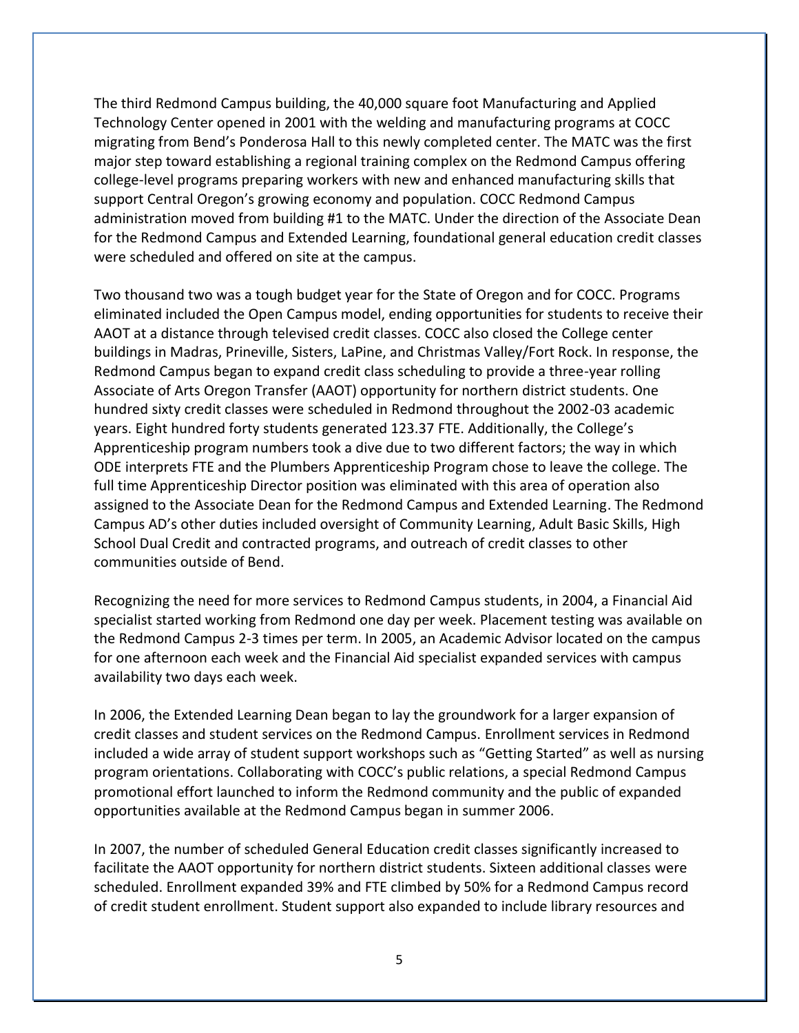The third Redmond Campus building, the 40,000 square foot Manufacturing and Applied Technology Center opened in 2001 with the welding and manufacturing programs at COCC migrating from Bend's Ponderosa Hall to this newly completed center. The MATC was the first major step toward establishing a regional training complex on the Redmond Campus offering college-level programs preparing workers with new and enhanced manufacturing skills that support Central Oregon's growing economy and population. COCC Redmond Campus administration moved from building #1 to the MATC. Under the direction of the Associate Dean for the Redmond Campus and Extended Learning, foundational general education credit classes were scheduled and offered on site at the campus.

Two thousand two was a tough budget year for the State of Oregon and for COCC. Programs eliminated included the Open Campus model, ending opportunities for students to receive their AAOT at a distance through televised credit classes. COCC also closed the College center buildings in Madras, Prineville, Sisters, LaPine, and Christmas Valley/Fort Rock. In response, the Redmond Campus began to expand credit class scheduling to provide a three-year rolling Associate of Arts Oregon Transfer (AAOT) opportunity for northern district students. One hundred sixty credit classes were scheduled in Redmond throughout the 2002-03 academic years. Eight hundred forty students generated 123.37 FTE. Additionally, the College's Apprenticeship program numbers took a dive due to two different factors; the way in which ODE interprets FTE and the Plumbers Apprenticeship Program chose to leave the college. The full time Apprenticeship Director position was eliminated with this area of operation also assigned to the Associate Dean for the Redmond Campus and Extended Learning. The Redmond Campus AD's other duties included oversight of Community Learning, Adult Basic Skills, High School Dual Credit and contracted programs, and outreach of credit classes to other communities outside of Bend.

Recognizing the need for more services to Redmond Campus students, in 2004, a Financial Aid specialist started working from Redmond one day per week. Placement testing was available on the Redmond Campus 2-3 times per term. In 2005, an Academic Advisor located on the campus for one afternoon each week and the Financial Aid specialist expanded services with campus availability two days each week.

In 2006, the Extended Learning Dean began to lay the groundwork for a larger expansion of credit classes and student services on the Redmond Campus. Enrollment services in Redmond included a wide array of student support workshops such as "Getting Started" as well as nursing program orientations. Collaborating with COCC's public relations, a special Redmond Campus promotional effort launched to inform the Redmond community and the public of expanded opportunities available at the Redmond Campus began in summer 2006.

In 2007, the number of scheduled General Education credit classes significantly increased to facilitate the AAOT opportunity for northern district students. Sixteen additional classes were scheduled. Enrollment expanded 39% and FTE climbed by 50% for a Redmond Campus record of credit student enrollment. Student support also expanded to include library resources and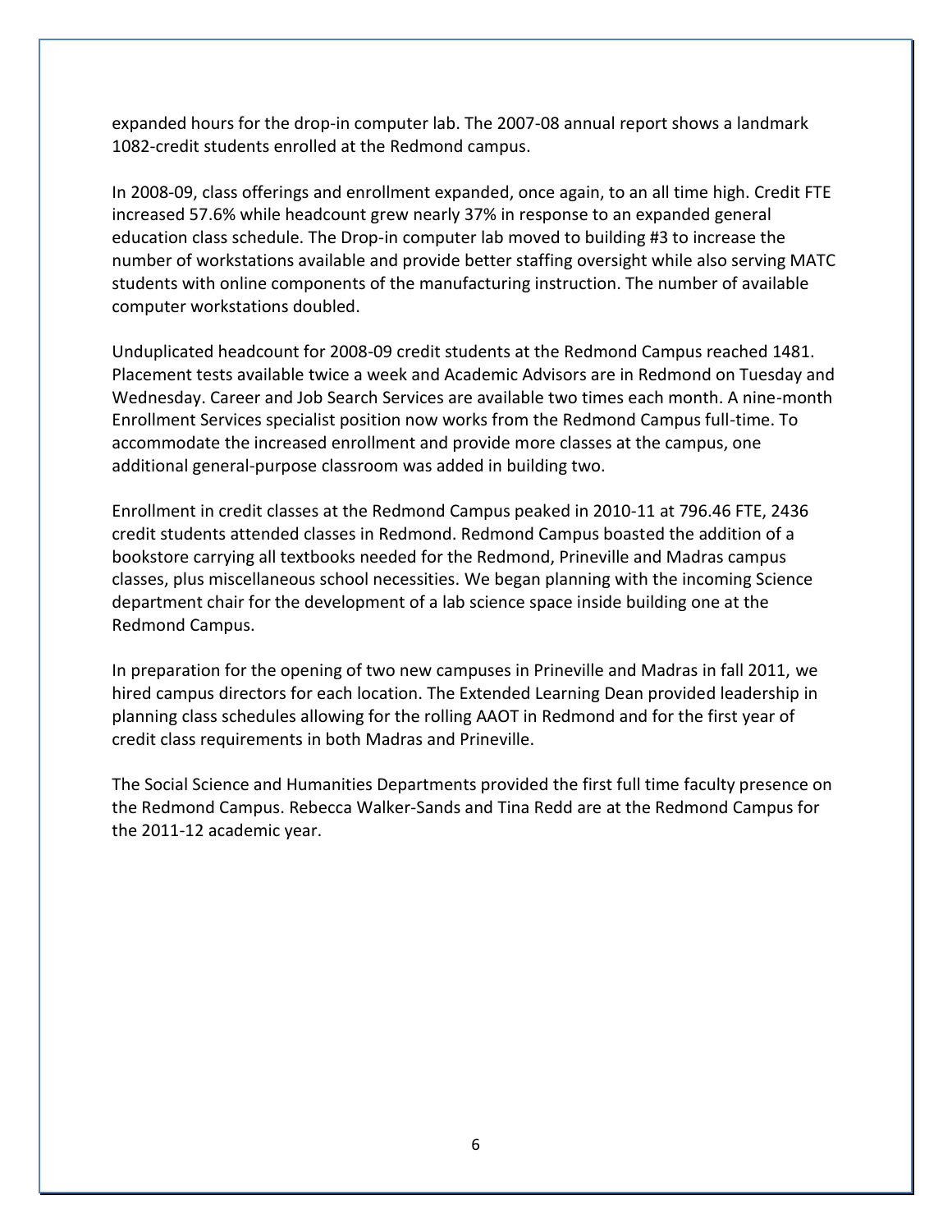expanded hours for the drop-in computer lab. The 2007-08 annual report shows a landmark 1082-credit students enrolled at the Redmond campus.

In 2008-09, class offerings and enrollment expanded, once again, to an all time high. Credit FTE increased 57.6% while headcount grew nearly 37% in response to an expanded general education class schedule. The Drop-in computer lab moved to building #3 to increase the number of workstations available and provide better staffing oversight while also serving MATC students with online components of the manufacturing instruction. The number of available computer workstations doubled.

Unduplicated headcount for 2008-09 credit students at the Redmond Campus reached 1481. Placement tests available twice a week and Academic Advisors are in Redmond on Tuesday and Wednesday. Career and Job Search Services are available two times each month. A nine-month Enrollment Services specialist position now works from the Redmond Campus full-time. To accommodate the increased enrollment and provide more classes at the campus, one additional general-purpose classroom was added in building two.

Enrollment in credit classes at the Redmond Campus peaked in 2010-11 at 796.46 FTE, 2436 credit students attended classes in Redmond. Redmond Campus boasted the addition of a bookstore carrying all textbooks needed for the Redmond, Prineville and Madras campus classes, plus miscellaneous school necessities. We began planning with the incoming Science department chair for the development of a lab science space inside building one at the Redmond Campus.

In preparation for the opening of two new campuses in Prineville and Madras in fall 2011, we hired campus directors for each location. The Extended Learning Dean provided leadership in planning class schedules allowing for the rolling AAOT in Redmond and for the first year of credit class requirements in both Madras and Prineville.

The Social Science and Humanities Departments provided the first full time faculty presence on the Redmond Campus. Rebecca Walker-Sands and Tina Redd are at the Redmond Campus for the 2011-12 academic year.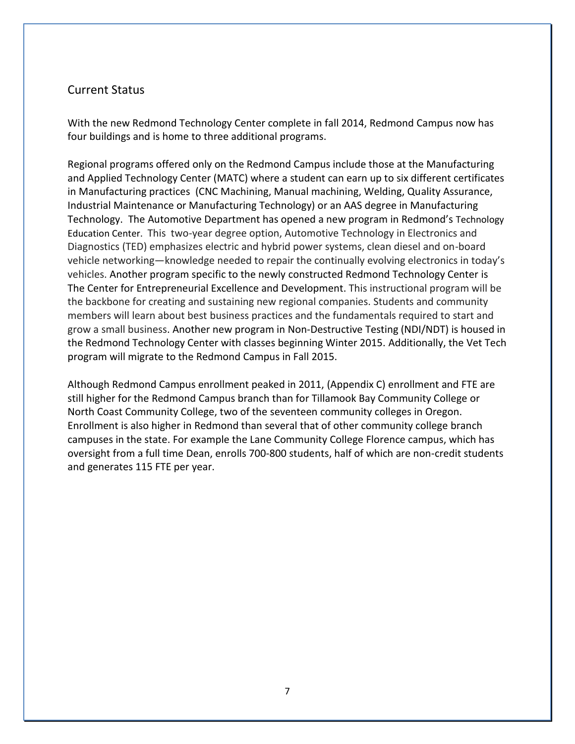## Current Status

With the new Redmond Technology Center complete in fall 2014, Redmond Campus now has four buildings and is home to three additional programs.

Regional programs offered only on the Redmond Campus include those at the Manufacturing and Applied Technology Center (MATC) where a student can earn up to six different certificates in Manufacturing practices (CNC Machining, Manual machining, Welding, Quality Assurance, Industrial Maintenance or Manufacturing Technology) or an AAS degree in Manufacturing Technology. The Automotive Department has opened a new program in Redmond's Technology Education Center. This two-year degree option, Automotive Technology in Electronics and Diagnostics (TED) emphasizes electric and hybrid power systems, clean diesel and on-board vehicle networking—knowledge needed to repair the continually evolving electronics in today's vehicles. Another program specific to the newly constructed Redmond Technology Center is The Center for Entrepreneurial Excellence and Development. This instructional program will be the backbone for creating and sustaining new regional companies. Students and community members will learn about best business practices and the fundamentals required to start and grow a small business. Another new program in Non-Destructive Testing (NDI/NDT) is housed in the Redmond Technology Center with classes beginning Winter 2015. Additionally, the Vet Tech program will migrate to the Redmond Campus in Fall 2015.

Although Redmond Campus enrollment peaked in 2011, (Appendix C) enrollment and FTE are still higher for the Redmond Campus branch than for Tillamook Bay Community College or North Coast Community College, two of the seventeen community colleges in Oregon. Enrollment is also higher in Redmond than several that of other community college branch campuses in the state. For example the Lane Community College Florence campus, which has oversight from a full time Dean, enrolls 700-800 students, half of which are non-credit students and generates 115 FTE per year.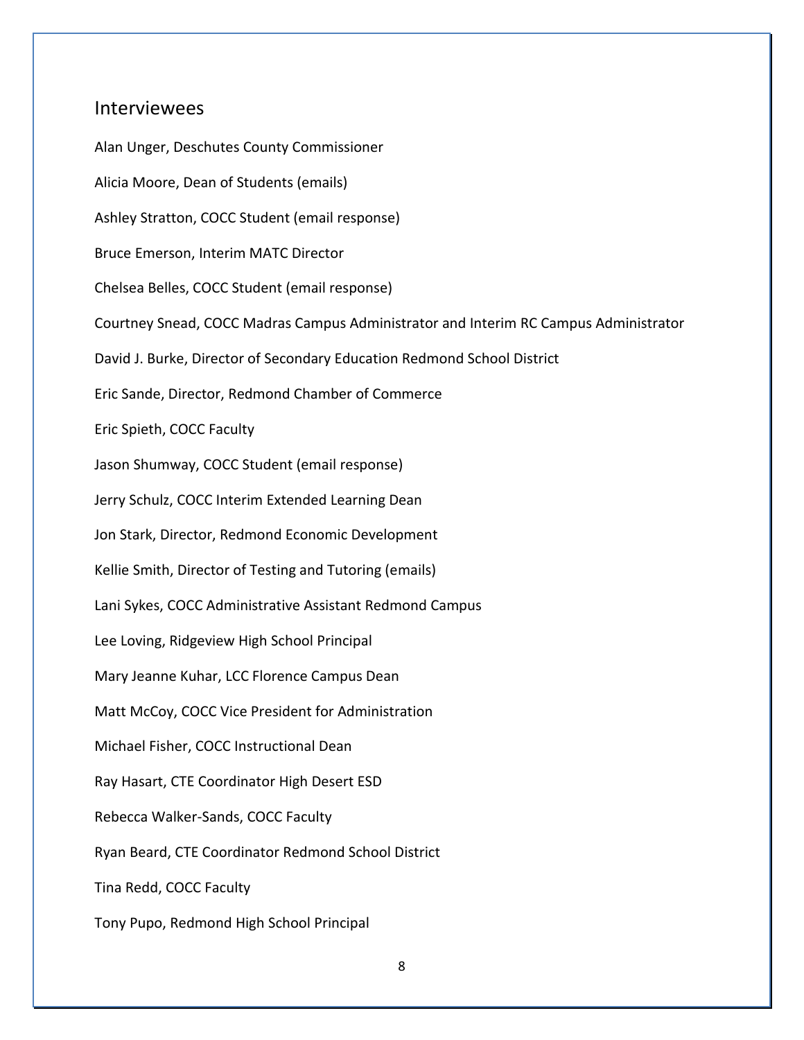## Interviewees

Alan Unger, Deschutes County Commissioner

Alicia Moore, Dean of Students (emails)

Ashley Stratton, COCC Student (email response)

Bruce Emerson, Interim MATC Director

Chelsea Belles, COCC Student (email response)

Courtney Snead, COCC Madras Campus Administrator and Interim RC Campus Administrator

David J. Burke, Director of Secondary Education Redmond School District

Eric Sande, Director, Redmond Chamber of Commerce

Eric Spieth, COCC Faculty

Jason Shumway, COCC Student (email response)

Jerry Schulz, COCC Interim Extended Learning Dean

Jon Stark, Director, Redmond Economic Development

Kellie Smith, Director of Testing and Tutoring (emails)

Lani Sykes, COCC Administrative Assistant Redmond Campus

Lee Loving, Ridgeview High School Principal

Mary Jeanne Kuhar, LCC Florence Campus Dean

Matt McCoy, COCC Vice President for Administration

Michael Fisher, COCC Instructional Dean

Ray Hasart, CTE Coordinator High Desert ESD

Rebecca Walker-Sands, COCC Faculty

Ryan Beard, CTE Coordinator Redmond School District

Tina Redd, COCC Faculty

Tony Pupo, Redmond High School Principal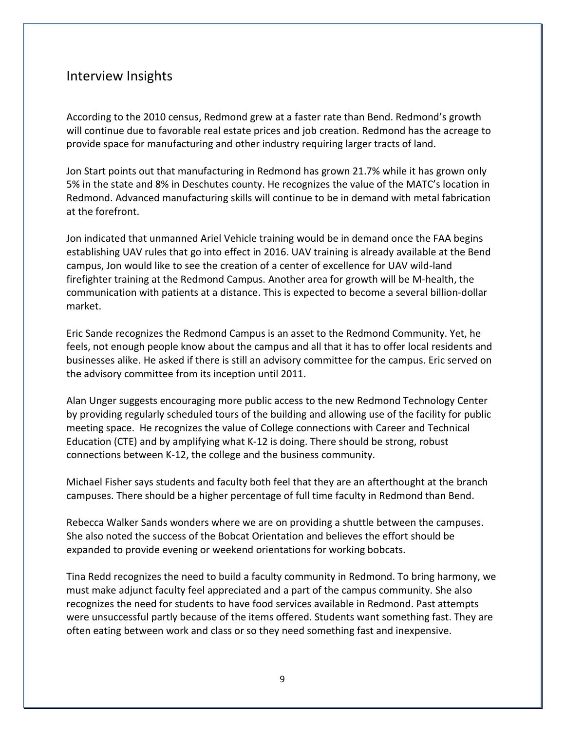## Interview Insights

According to the 2010 census, Redmond grew at a faster rate than Bend. Redmond's growth will continue due to favorable real estate prices and job creation. Redmond has the acreage to provide space for manufacturing and other industry requiring larger tracts of land.

Jon Start points out that manufacturing in Redmond has grown 21.7% while it has grown only 5% in the state and 8% in Deschutes county. He recognizes the value of the MATC's location in Redmond. Advanced manufacturing skills will continue to be in demand with metal fabrication at the forefront.

Jon indicated that unmanned Ariel Vehicle training would be in demand once the FAA begins establishing UAV rules that go into effect in 2016. UAV training is already available at the Bend campus, Jon would like to see the creation of a center of excellence for UAV wild-land firefighter training at the Redmond Campus. Another area for growth will be M-health, the communication with patients at a distance. This is expected to become a several billion-dollar market.

Eric Sande recognizes the Redmond Campus is an asset to the Redmond Community. Yet, he feels, not enough people know about the campus and all that it has to offer local residents and businesses alike. He asked if there is still an advisory committee for the campus. Eric served on the advisory committee from its inception until 2011.

Alan Unger suggests encouraging more public access to the new Redmond Technology Center by providing regularly scheduled tours of the building and allowing use of the facility for public meeting space. He recognizes the value of College connections with Career and Technical Education (CTE) and by amplifying what K-12 is doing. There should be strong, robust connections between K-12, the college and the business community.

Michael Fisher says students and faculty both feel that they are an afterthought at the branch campuses. There should be a higher percentage of full time faculty in Redmond than Bend.

Rebecca Walker Sands wonders where we are on providing a shuttle between the campuses. She also noted the success of the Bobcat Orientation and believes the effort should be expanded to provide evening or weekend orientations for working bobcats.

Tina Redd recognizes the need to build a faculty community in Redmond. To bring harmony, we must make adjunct faculty feel appreciated and a part of the campus community. She also recognizes the need for students to have food services available in Redmond. Past attempts were unsuccessful partly because of the items offered. Students want something fast. They are often eating between work and class or so they need something fast and inexpensive.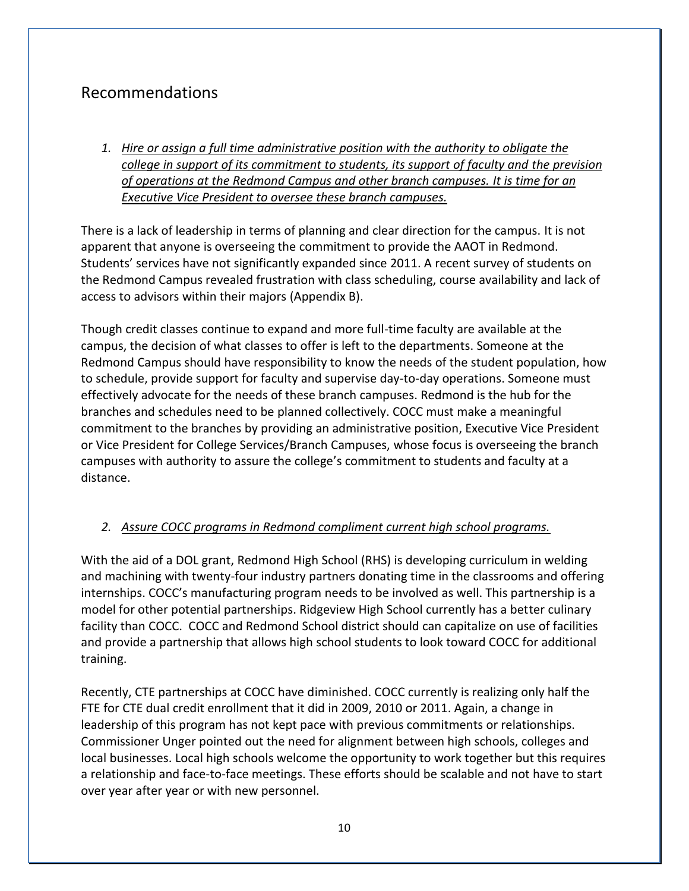## Recommendations

1. *Hire or assign a full time administrative position with the authority to obligate the college in support of its commitment to students, its support of faculty and the prevision of operations at the Redmond Campus and other branch campuses. It is time for an Executive Vice President to oversee these branch campuses.*

There is a lack of leadership in terms of planning and clear direction for the campus. It is not apparent that anyone is overseeing the commitment to provide the AAOT in Redmond. Students' services have not significantly expanded since 2011. A recent survey of students on the Redmond Campus revealed frustration with class scheduling, course availability and lack of access to advisors within their majors (Appendix B).

Though credit classes continue to expand and more full-time faculty are available at the campus, the decision of what classes to offer is left to the departments. Someone at the Redmond Campus should have responsibility to know the needs of the student population, how to schedule, provide support for faculty and supervise day-to-day operations. Someone must effectively advocate for the needs of these branch campuses. Redmond is the hub for the branches and schedules need to be planned collectively. COCC must make a meaningful commitment to the branches by providing an administrative position, Executive Vice President or Vice President for College Services/Branch Campuses, whose focus is overseeing the branch campuses with authority to assure the college's commitment to students and faculty at a distance.

2. *Assure COCC programs in Redmond compliment current high school programs.*

With the aid of a DOL grant, Redmond High School (RHS) is developing curriculum in welding and machining with twenty-four industry partners donating time in the classrooms and offering internships. COCC's manufacturing program needs to be involved as well. This partnership is a model for other potential partnerships. Ridgeview High School currently has a better culinary facility than COCC. COCC and Redmond School district should can capitalize on use of facilities and provide a partnership that allows high school students to look toward COCC for additional training.

Recently, CTE partnerships at COCC have diminished. COCC currently is realizing only half the FTE for CTE dual credit enrollment that it did in 2009, 2010 or 2011. Again, a change in leadership of this program has not kept pace with previous commitments or relationships. Commissioner Unger pointed out the need for alignment between high schools, colleges and local businesses. Local high schools welcome the opportunity to work together but this requires a relationship and face-to-face meetings. These efforts should be scalable and not have to start over year after year or with new personnel.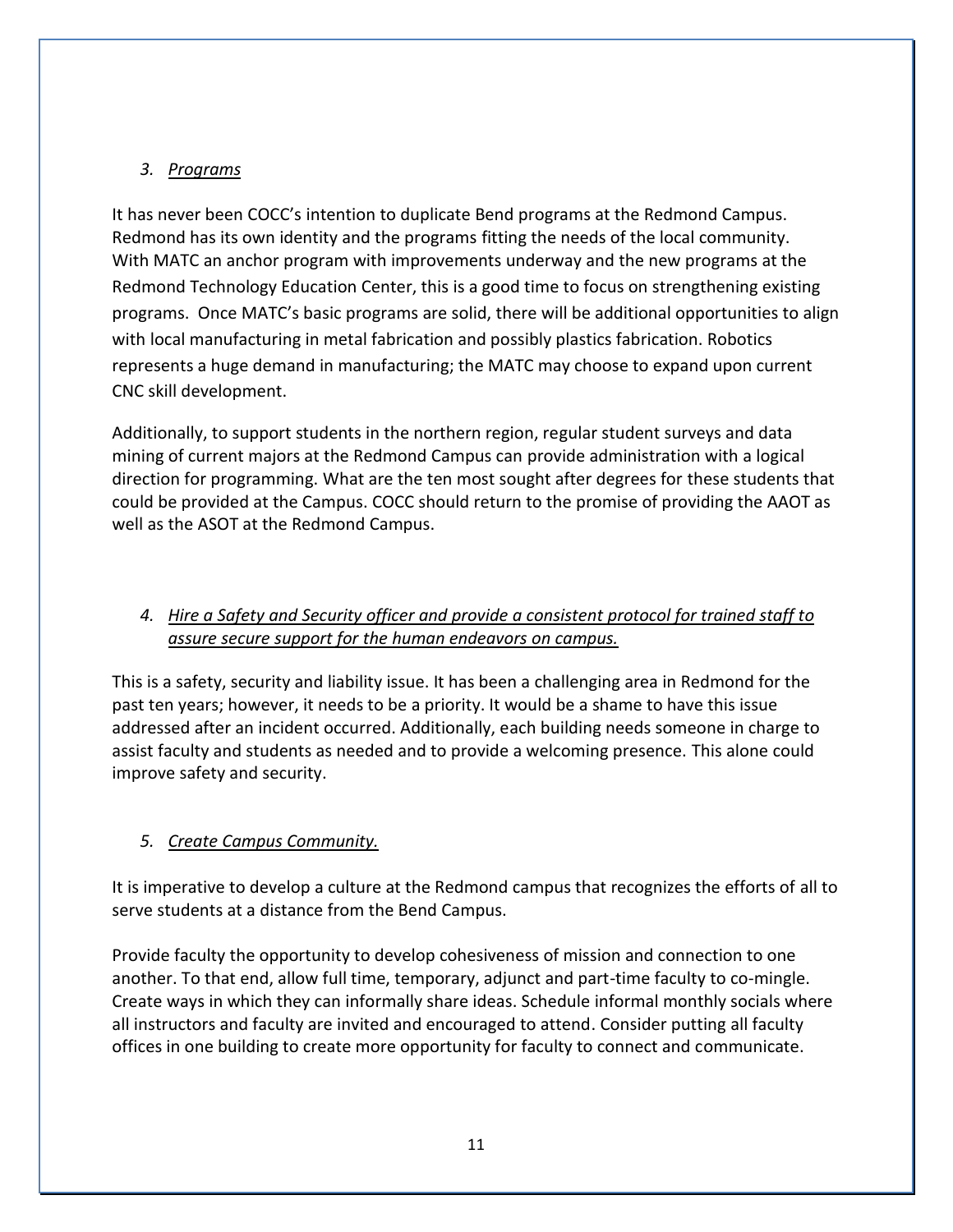### *3. Programs*

It has never been COCC's intention to duplicate Bend programs at the Redmond Campus. Redmond has its own identity and the programs fitting the needs of the local community. With MATC an anchor program with improvements underway and the new programs at the Redmond Technology Education Center, this is a good time to focus on strengthening existing programs. Once MATC's basic programs are solid, there will be additional opportunities to align with local manufacturing in metal fabrication and possibly plastics fabrication. Robotics represents a huge demand in manufacturing; the MATC may choose to expand upon current CNC skill development.

Additionally, to support students in the northern region, regular student surveys and data mining of current majors at the Redmond Campus can provide administration with a logical direction for programming. What are the ten most sought after degrees for these students that could be provided at the Campus. COCC should return to the promise of providing the AAOT as well as the ASOT at the Redmond Campus.

### *4. Hire a Safety and Security officer and provide a consistent protocol for trained staff to assure secure support for the human endeavors on campus.*

This is a safety, security and liability issue. It has been a challenging area in Redmond for the past ten years; however, it needs to be a priority. It would be a shame to have this issue addressed after an incident occurred. Additionally, each building needs someone in charge to assist faculty and students as needed and to provide a welcoming presence. This alone could improve safety and security.

### *5. Create Campus Community.*

It is imperative to develop a culture at the Redmond campus that recognizes the efforts of all to serve students at a distance from the Bend Campus.

Provide faculty the opportunity to develop cohesiveness of mission and connection to one another. To that end, allow full time, temporary, adjunct and part-time faculty to co-mingle. Create ways in which they can informally share ideas. Schedule informal monthly socials where all instructors and faculty are invited and encouraged to attend. Consider putting all faculty offices in one building to create more opportunity for faculty to connect and communicate.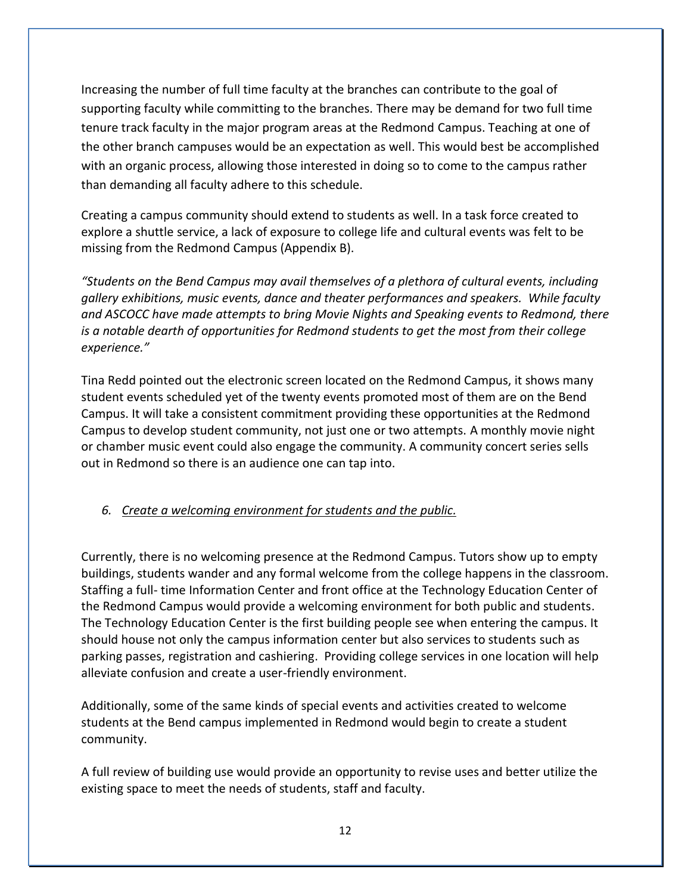Increasing the number of full time faculty at the branches can contribute to the goal of supporting faculty while committing to the branches. There may be demand for two full time tenure track faculty in the major program areas at the Redmond Campus. Teaching at one of the other branch campuses would be an expectation as well. This would best be accomplished with an organic process, allowing those interested in doing so to come to the campus rather than demanding all faculty adhere to this schedule.

Creating a campus community should extend to students as well. In a task force created to explore a shuttle service, a lack of exposure to college life and cultural events was felt to be missing from the Redmond Campus (Appendix B).

*"Students on the Bend Campus may avail themselves of a plethora of cultural events, including gallery exhibitions, music events, dance and theater performances and speakers. While faculty and ASCOCC have made attempts to bring Movie Nights and Speaking events to Redmond, there is a notable dearth of opportunities for Redmond students to get the most from their college experience."*

Tina Redd pointed out the electronic screen located on the Redmond Campus, it shows many student events scheduled yet of the twenty events promoted most of them are on the Bend Campus. It will take a consistent commitment providing these opportunities at the Redmond Campus to develop student community, not just one or two attempts. A monthly movie night or chamber music event could also engage the community. A community concert series sells out in Redmond so there is an audience one can tap into.

6. *Create a welcoming environment for students and the public.*

Currently, there is no welcoming presence at the Redmond Campus. Tutors show up to empty buildings, students wander and any formal welcome from the college happens in the classroom. Staffing a full- time Information Center and front office at the Technology Education Center of the Redmond Campus would provide a welcoming environment for both public and students. The Technology Education Center is the first building people see when entering the campus. It should house not only the campus information center but also services to students such as parking passes, registration and cashiering. Providing college services in one location will help alleviate confusion and create a user-friendly environment.

Additionally, some of the same kinds of special events and activities created to welcome students at the Bend campus implemented in Redmond would begin to create a student community.

A full review of building use would provide an opportunity to revise uses and better utilize the existing space to meet the needs of students, staff and faculty.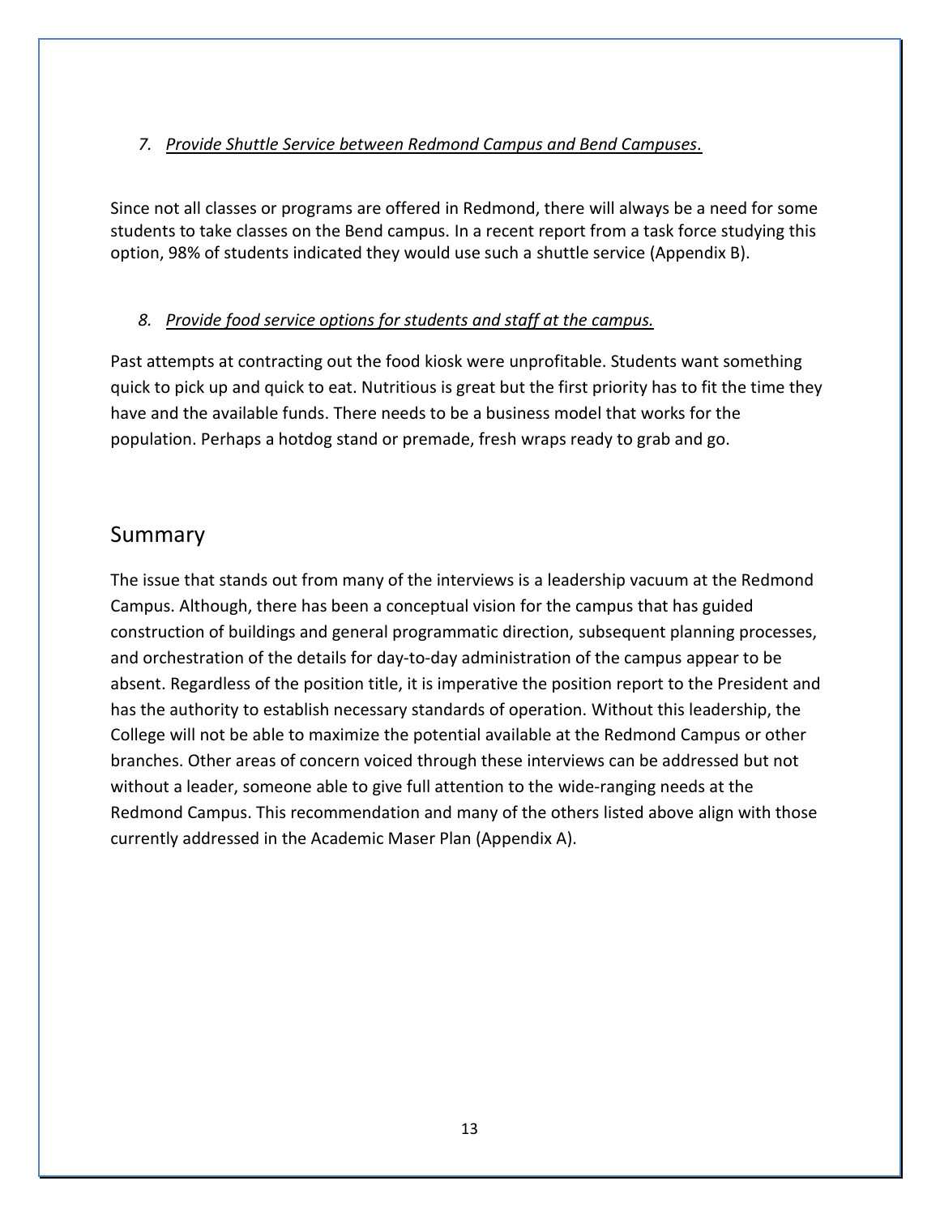*7. <u>Provide Shuttle Service between Redmond Campus and Bend Campuses.</u>*

Since not all classes or programs are offered in Redmond, there will always be a need for some students to take classes on the Bend campus. In a recent report from a task force studying this option, 98% of students indicated they would use such a shuttle service (Appendix B).

*8. <u>Provide food service options for students and staff at the campus.</u>*

Past attempts at contracting out the food kiosk were unprofitable. Students want something quick to pick up and quick to eat. Nutritious is great but the first priority has to fit the time they have and the available funds. There needs to be a business model that works for the population. Perhaps a hotdog stand or premade, fresh wraps ready to grab and go.

## Summary

The issue that stands out from many of the interviews is a leadership vacuum at the Redmond Campus. Although, there has been a conceptual vision for the campus that has guided construction of buildings and general programmatic direction, subsequent planning processes, and orchestration of the details for day-to-day administration of the campus appear to be absent. Regardless of the position title, it is imperative the position report to the President and has the authority to establish necessary standards of operation. Without this leadership, the College will not be able to maximize the potential available at the Redmond Campus or other branches. Other areas of concern voiced through these interviews can be addressed but not without a leader, someone able to give full attention to the wide-ranging needs at the Redmond Campus. This recommendation and many of the others listed above align with those currently addressed in the Academic Maser Plan (Appendix A).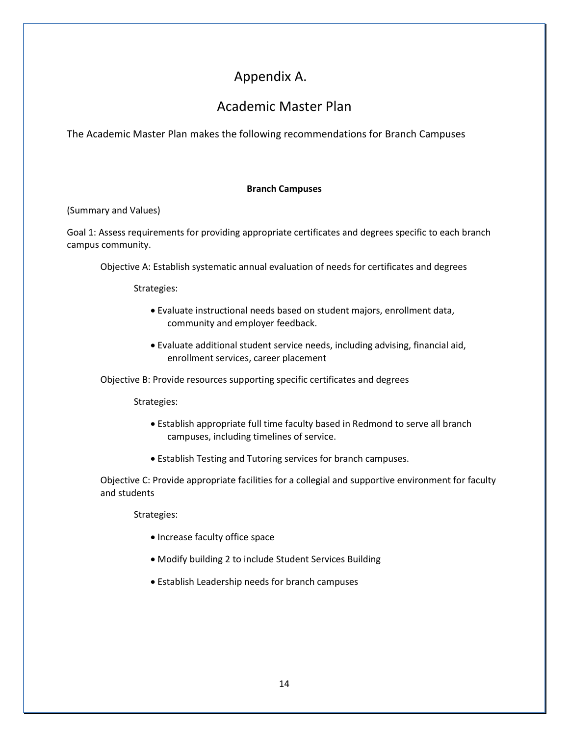# Appendix A.

# Academic Master Plan

The Academic Master Plan makes the following recommendations for Branch Campuses

**Branch Campuses**

(Summary and Values)

Goal 1: Assess requirements for providing appropriate certificates and degrees specific to each branch campus community.

Objective A: Establish systematic annual evaluation of needs for certificates and degrees

Strategies:

- Evaluate instructional needs based on student majors, enrollment data, community and employer feedback.
- Evaluate additional student service needs, including advising, financial aid, enrollment services, career placement

Objective B: Provide resources supporting specific certificates and degrees

Strategies:

- Establish appropriate full time faculty based in Redmond to serve all branch campuses, including timelines of service.
- Establish Testing and Tutoring services for branch campuses.

Objective C: Provide appropriate facilities for a collegial and supportive environment for faculty and students

Strategies:

- Increase faculty office space
- Modify building 2 to include Student Services Building
- Establish Leadership needs for branch campuses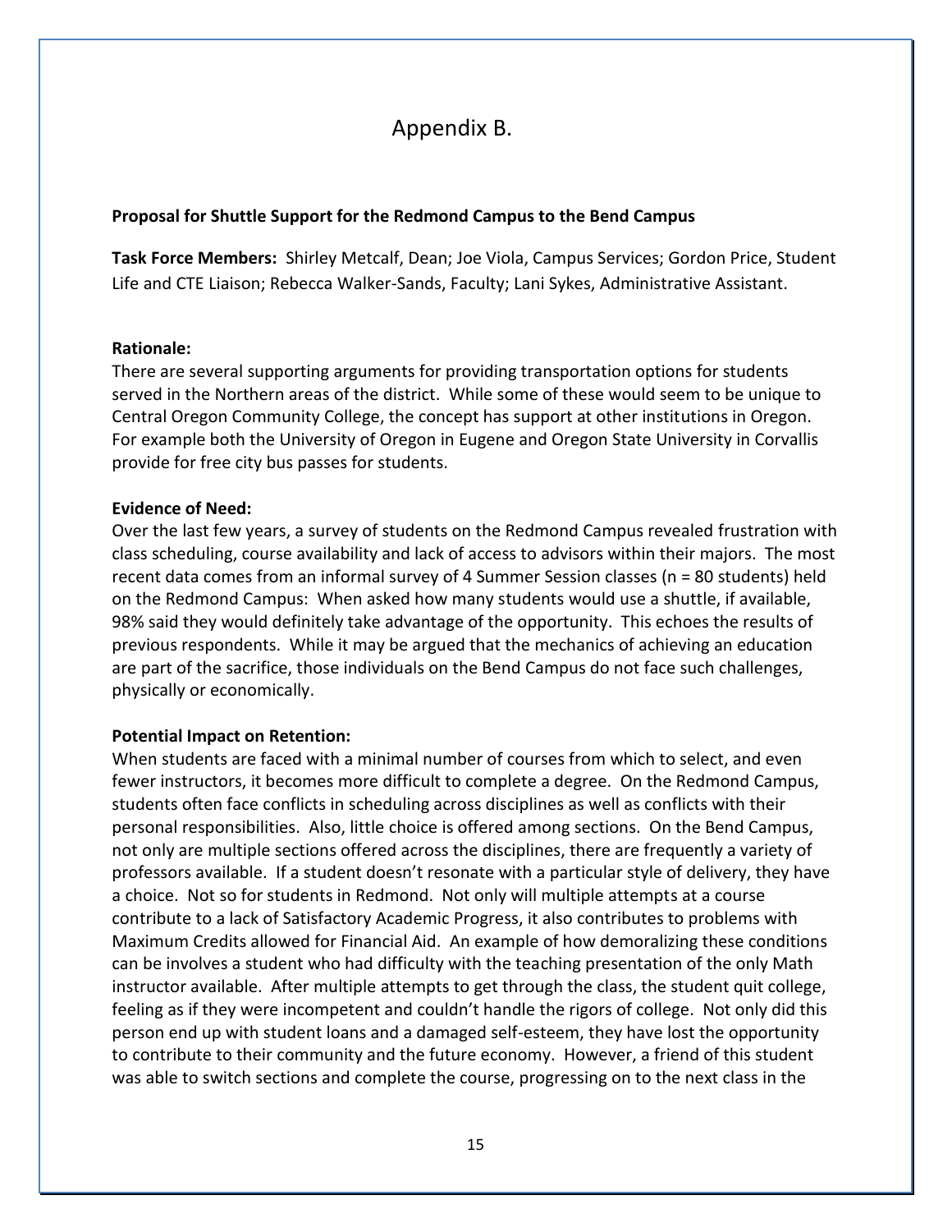# Appendix B.

**Proposal for Shuttle Support for the Redmond Campus to the Bend Campus**

**Task Force Members:** Shirley Metcalf, Dean; Joe Viola, Campus Services; Gordon Price, Student Life and CTE Liaison; Rebecca Walker-Sands, Faculty; Lani Sykes, Administrative Assistant.

**Rationale:**
There are several supporting arguments for providing transportation options for students served in the Northern areas of the district. While some of these would seem to be unique to Central Oregon Community College, the concept has support at other institutions in Oregon. For example both the University of Oregon in Eugene and Oregon State University in Corvallis provide for free city bus passes for students.

**Evidence of Need:**
Over the last few years, a survey of students on the Redmond Campus revealed frustration with class scheduling, course availability and lack of access to advisors within their majors. The most recent data comes from an informal survey of 4 Summer Session classes (n = 80 students) held on the Redmond Campus: When asked how many students would use a shuttle, if available, 98% said they would definitely take advantage of the opportunity. This echoes the results of previous respondents. While it may be argued that the mechanics of achieving an education are part of the sacrifice, those individuals on the Bend Campus do not face such challenges, physically or economically.

**Potential Impact on Retention:**
When students are faced with a minimal number of courses from which to select, and even fewer instructors, it becomes more difficult to complete a degree. On the Redmond Campus, students often face conflicts in scheduling across disciplines as well as conflicts with their personal responsibilities. Also, little choice is offered among sections. On the Bend Campus, not only are multiple sections offered across the disciplines, there are frequently a variety of professors available. If a student doesn't resonate with a particular style of delivery, they have a choice. Not so for students in Redmond. Not only will multiple attempts at a course contribute to a lack of Satisfactory Academic Progress, it also contributes to problems with Maximum Credits allowed for Financial Aid. An example of how demoralizing these conditions can be involves a student who had difficulty with the teaching presentation of the only Math instructor available. After multiple attempts to get through the class, the student quit college, feeling as if they were incompetent and couldn't handle the rigors of college. Not only did this person end up with student loans and a damaged self-esteem, they have lost the opportunity to contribute to their community and the future economy. However, a friend of this student was able to switch sections and complete the course, progressing on to the next class in the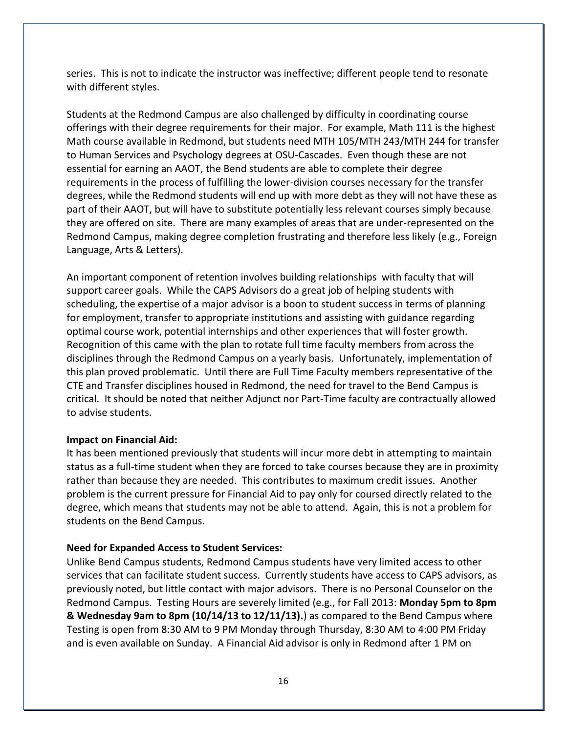series. This is not to indicate the instructor was ineffective; different people tend to resonate with different styles.

Students at the Redmond Campus are also challenged by difficulty in coordinating course offerings with their degree requirements for their major. For example, Math 111 is the highest Math course available in Redmond, but students need MTH 105/MTH 243/MTH 244 for transfer to Human Services and Psychology degrees at OSU-Cascades. Even though these are not essential for earning an AAOT, the Bend students are able to complete their degree requirements in the process of fulfilling the lower-division courses necessary for the transfer degrees, while the Redmond students will end up with more debt as they will not have these as part of their AAOT, but will have to substitute potentially less relevant courses simply because they are offered on site. There are many examples of areas that are under-represented on the Redmond Campus, making degree completion frustrating and therefore less likely (e.g., Foreign Language, Arts & Letters).

An important component of retention involves building relationships with faculty that will support career goals. While the CAPS Advisors do a great job of helping students with scheduling, the expertise of a major advisor is a boon to student success in terms of planning for employment, transfer to appropriate institutions and assisting with guidance regarding optimal course work, potential internships and other experiences that will foster growth. Recognition of this came with the plan to rotate full time faculty members from across the disciplines through the Redmond Campus on a yearly basis. Unfortunately, implementation of this plan proved problematic. Until there are Full Time Faculty members representative of the CTE and Transfer disciplines housed in Redmond, the need for travel to the Bend Campus is critical. It should be noted that neither Adjunct nor Part-Time faculty are contractually allowed to advise students.

**Impact on Financial Aid:**
It has been mentioned previously that students will incur more debt in attempting to maintain status as a full-time student when they are forced to take courses because they are in proximity rather than because they are needed. This contributes to maximum credit issues. Another problem is the current pressure for Financial Aid to pay only for coursed directly related to the degree, which means that students may not be able to attend. Again, this is not a problem for students on the Bend Campus.

**Need for Expanded Access to Student Services:**
Unlike Bend Campus students, Redmond Campus students have very limited access to other services that can facilitate student success. Currently students have access to CAPS advisors, as previously noted, but little contact with major advisors. There is no Personal Counselor on the Redmond Campus. Testing Hours are severely limited (e.g., for Fall 2013: **Monday 5pm to 8pm & Wednesday 9am to 8pm (10/14/13 to 12/11/13).**) as compared to the Bend Campus where Testing is open from 8:30 AM to 9 PM Monday through Thursday, 8:30 AM to 4:00 PM Friday and is even available on Sunday. A Financial Aid advisor is only in Redmond after 1 PM on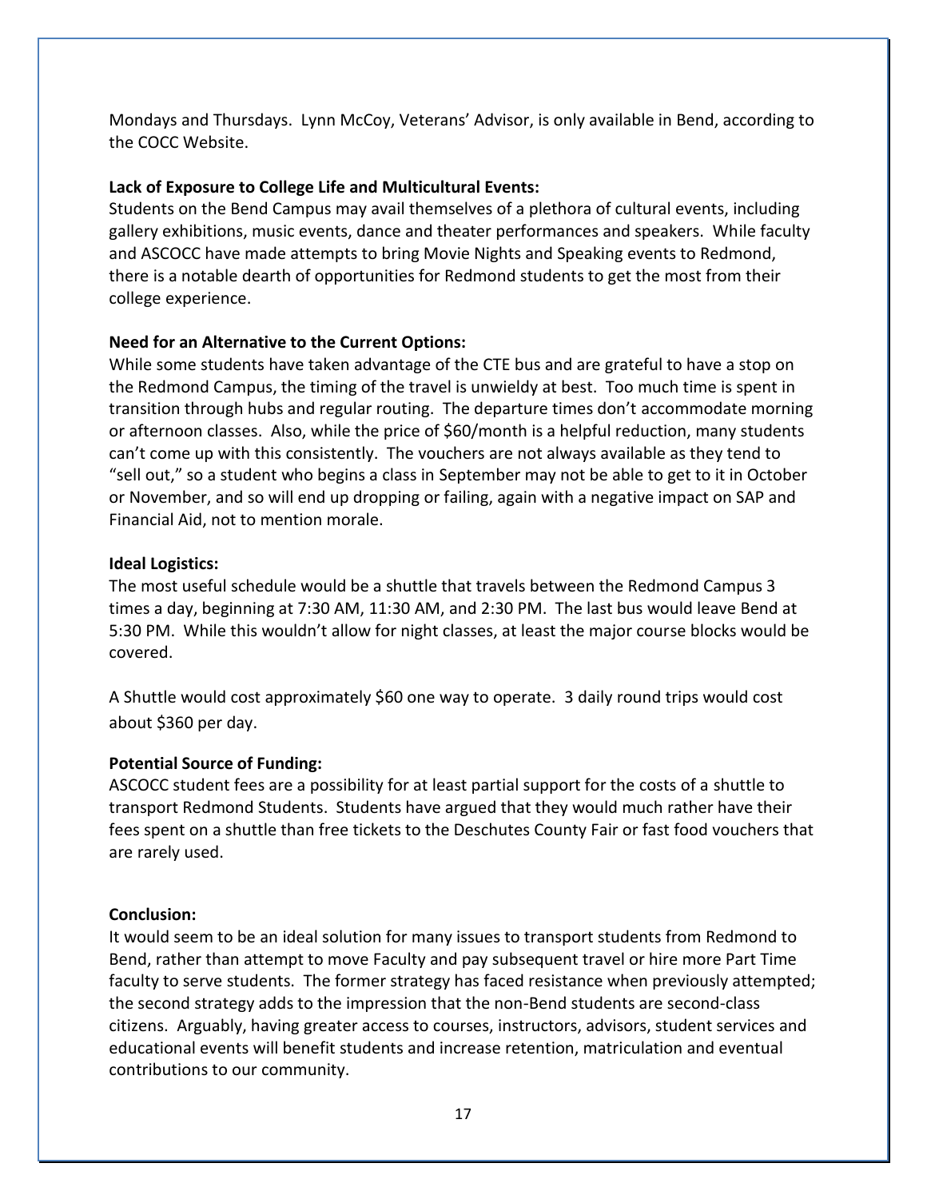Mondays and Thursdays. Lynn McCoy, Veterans' Advisor, is only available in Bend, according to the COCC Website.

**Lack of Exposure to College Life and Multicultural Events:**
Students on the Bend Campus may avail themselves of a plethora of cultural events, including gallery exhibitions, music events, dance and theater performances and speakers. While faculty and ASCOCC have made attempts to bring Movie Nights and Speaking events to Redmond, there is a notable dearth of opportunities for Redmond students to get the most from their college experience.

**Need for an Alternative to the Current Options:**
While some students have taken advantage of the CTE bus and are grateful to have a stop on the Redmond Campus, the timing of the travel is unwieldy at best. Too much time is spent in transition through hubs and regular routing. The departure times don't accommodate morning or afternoon classes. Also, while the price of $60/month is a helpful reduction, many students can't come up with this consistently. The vouchers are not always available as they tend to "sell out," so a student who begins a class in September may not be able to get to it in October or November, and so will end up dropping or failing, again with a negative impact on SAP and Financial Aid, not to mention morale.

**Ideal Logistics:**
The most useful schedule would be a shuttle that travels between the Redmond Campus 3 times a day, beginning at 7:30 AM, 11:30 AM, and 2:30 PM. The last bus would leave Bend at 5:30 PM. While this wouldn't allow for night classes, at least the major course blocks would be covered.

A Shuttle would cost approximately $60 one way to operate. 3 daily round trips would cost about $360 per day.

**Potential Source of Funding:**
ASCOCC student fees are a possibility for at least partial support for the costs of a shuttle to transport Redmond Students. Students have argued that they would much rather have their fees spent on a shuttle than free tickets to the Deschutes County Fair or fast food vouchers that are rarely used.

**Conclusion:**
It would seem to be an ideal solution for many issues to transport students from Redmond to Bend, rather than attempt to move Faculty and pay subsequent travel or hire more Part Time faculty to serve students. The former strategy has faced resistance when previously attempted; the second strategy adds to the impression that the non-Bend students are second-class citizens. Arguably, having greater access to courses, instructors, advisors, student services and educational events will benefit students and increase retention, matriculation and eventual contributions to our community.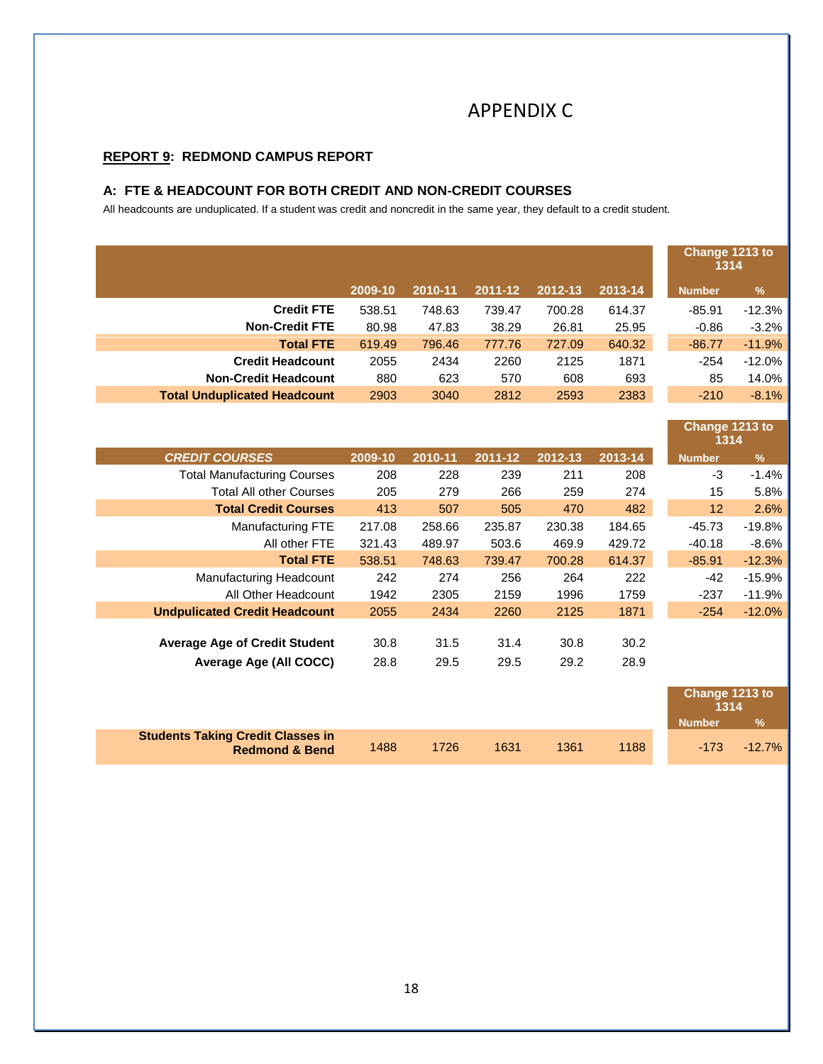# APPENDIX C

**REPORT 9: REDMOND CAMPUS REPORT**

### A: FTE & HEADCOUNT FOR BOTH CREDIT AND NON-CREDIT COURSES

All headcounts are unduplicated. If a student was credit and noncredit in the same year, they default to a credit student.

| | 2009-10 | 2010-11 | 2011-12 | 2012-13 | 2013-14 | Change 1213 to 1314 | |
|---|---|---|---|---|---|---|---|
| | | | | | | Number | % |
| **Credit FTE** | 538.51 | 748.63 | 739.47 | 700.28 | 614.37 | -85.91 | -12.3% |
| **Non-Credit FTE** | 80.98 | 47.83 | 38.29 | 26.81 | 25.95 | -0.86 | -3.2% |
| **Total FTE** | 619.49 | 796.46 | 777.76 | 727.09 | 640.32 | -86.77 | -11.9% |
| **Credit Headcount** | 2055 | 2434 | 2260 | 2125 | 1871 | -254 | -12.0% |
| **Non-Credit Headcount** | 880 | 623 | 570 | 608 | 693 | 85 | 14.0% |
| **Total Unduplicated Headcount** | 2903 | 3040 | 2812 | 2593 | 2383 | -210 | -8.1% |

| ***CREDIT COURSES*** | 2009-10 | 2010-11 | 2011-12 | 2012-13 | 2013-14 | Change 1213 to 1314 | |
|---|---|---|---|---|---|---|---|
| | | | | | | Number | % |
| Total Manufacturing Courses | 208 | 228 | 239 | 211 | 208 | -3 | -1.4% |
| Total All other Courses | 205 | 279 | 266 | 259 | 274 | 15 | 5.8% |
| **Total Credit Courses** | 413 | 507 | 505 | 470 | 482 | 12 | 2.6% |
| Manufacturing FTE | 217.08 | 258.66 | 235.87 | 230.38 | 184.65 | -45.73 | -19.8% |
| All other FTE | 321.43 | 489.97 | 503.6 | 469.9 | 429.72 | -40.18 | -8.6% |
| **Total FTE** | 538.51 | 748.63 | 739.47 | 700.28 | 614.37 | -85.91 | -12.3% |
| Manufacturing Headcount | 242 | 274 | 256 | 264 | 222 | -42 | -15.9% |
| All Other Headcount | 1942 | 2305 | 2159 | 1996 | 1759 | -237 | -11.9% |
| **Undpulicated Credit Headcount** | 2055 | 2434 | 2260 | 2125 | 1871 | -254 | -12.0% |
| **Average Age of Credit Student** | 30.8 | 31.5 | 31.4 | 30.8 | 30.2 | | |
| **Average Age (All COCC)** | 28.8 | 29.5 | 29.5 | 29.2 | 28.9 | | |

| | | | | | | Change 1213 to 1314 | |
|---|---|---|---|---|---|---|---|
| | | | | | | Number | % |
| **Students Taking Credit Classes in Redmond & Bend** | 1488 | 1726 | 1631 | 1361 | 1188 | -173 | -12.7% |